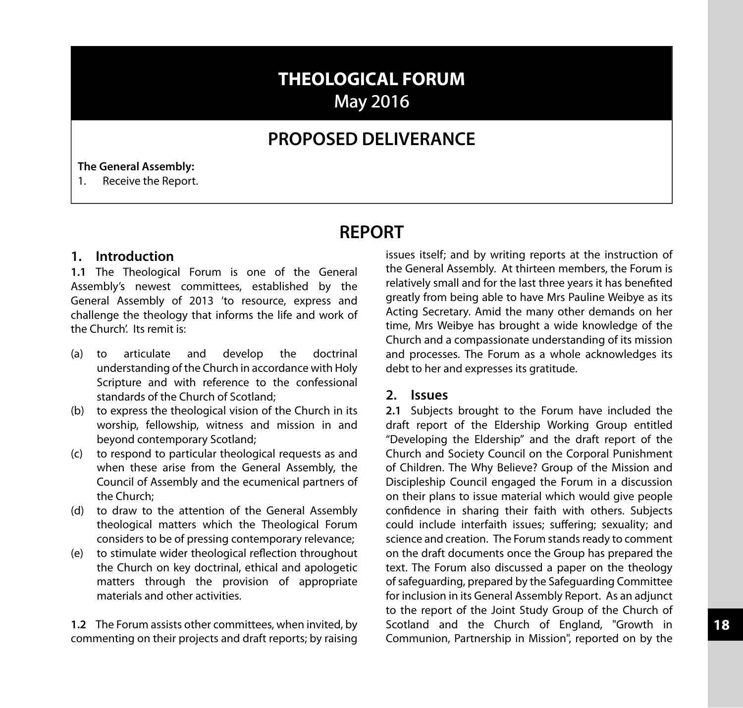# THEOLOGICAL FORUM
May 2016

## PROPOSED DELIVERANCE

**The General Assembly:**

1. Receive the Report.

## REPORT

### 1. Introduction

**1.1** The Theological Forum is one of the General Assembly's newest committees, established by the General Assembly of 2013 'to resource, express and challenge the theology that informs the life and work of the Church'. Its remit is:

(a) to articulate and develop the doctrinal understanding of the Church in accordance with Holy Scripture and with reference to the confessional standards of the Church of Scotland;

(b) to express the theological vision of the Church in its worship, fellowship, witness and mission in and beyond contemporary Scotland;

(c) to respond to particular theological requests as and when these arise from the General Assembly, the Council of Assembly and the ecumenical partners of the Church;

(d) to draw to the attention of the General Assembly theological matters which the Theological Forum considers to be of pressing contemporary relevance;

(e) to stimulate wider theological reflection throughout the Church on key doctrinal, ethical and apologetic matters through the provision of appropriate materials and other activities.

**1.2** The Forum assists other committees, when invited, by commenting on their projects and draft reports; by raising issues itself; and by writing reports at the instruction of the General Assembly. At thirteen members, the Forum is relatively small and for the last three years it has benefited greatly from being able to have Mrs Pauline Weibye as its Acting Secretary. Amid the many other demands on her time, Mrs Weibye has brought a wide knowledge of the Church and a compassionate understanding of its mission and processes. The Forum as a whole acknowledges its debt to her and expresses its gratitude.

### 2. Issues

**2.1** Subjects brought to the Forum have included the draft report of the Eldership Working Group entitled "Developing the Eldership" and the draft report of the Church and Society Council on the Corporal Punishment of Children. The Why Believe? Group of the Mission and Discipleship Council engaged the Forum in a discussion on their plans to issue material which would give people confidence in sharing their faith with others. Subjects could include interfaith issues; suffering; sexuality; and science and creation. The Forum stands ready to comment on the draft documents once the Group has prepared the text. The Forum also discussed a paper on the theology of safeguarding, prepared by the Safeguarding Committee for inclusion in its General Assembly Report. As an adjunct to the report of the Joint Study Group of the Church of Scotland and the Church of England, "Growth in Communion, Partnership in Mission", reported on by the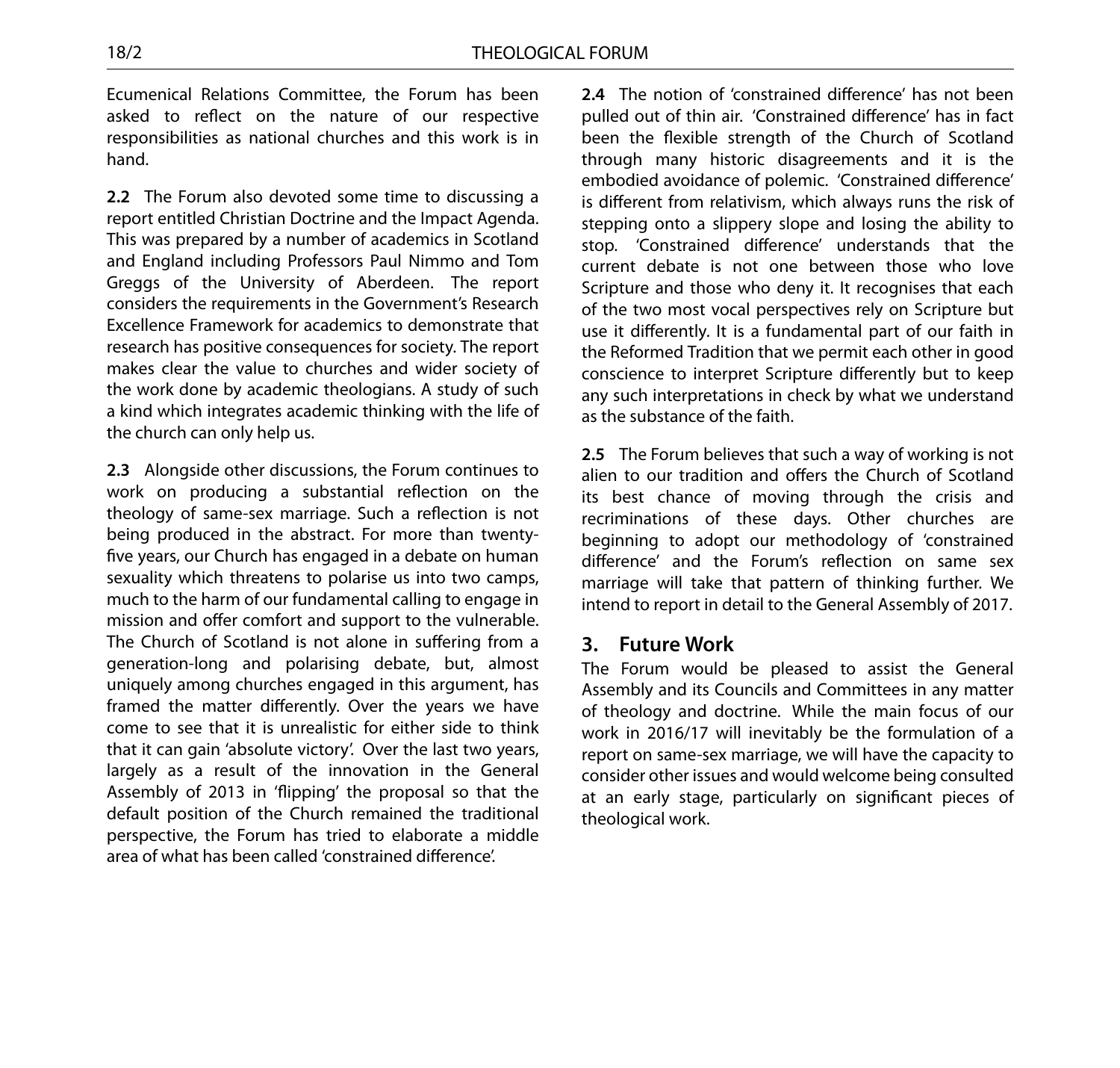Ecumenical Relations Committee, the Forum has been asked to reflect on the nature of our respective responsibilities as national churches and this work is in hand.

**2.2** The Forum also devoted some time to discussing a report entitled Christian Doctrine and the Impact Agenda. This was prepared by a number of academics in Scotland and England including Professors Paul Nimmo and Tom Greggs of the University of Aberdeen. The report considers the requirements in the Government's Research Excellence Framework for academics to demonstrate that research has positive consequences for society. The report makes clear the value to churches and wider society of the work done by academic theologians. A study of such a kind which integrates academic thinking with the life of the church can only help us.

**2.3** Alongside other discussions, the Forum continues to work on producing a substantial reflection on the theology of same-sex marriage. Such a reflection is not being produced in the abstract. For more than twenty-five years, our Church has engaged in a debate on human sexuality which threatens to polarise us into two camps, much to the harm of our fundamental calling to engage in mission and offer comfort and support to the vulnerable. The Church of Scotland is not alone in suffering from a generation-long and polarising debate, but, almost uniquely among churches engaged in this argument, has framed the matter differently. Over the years we have come to see that it is unrealistic for either side to think that it can gain 'absolute victory'. Over the last two years, largely as a result of the innovation in the General Assembly of 2013 in 'flipping' the proposal so that the default position of the Church remained the traditional perspective, the Forum has tried to elaborate a middle area of what has been called 'constrained difference'.

**2.4** The notion of 'constrained difference' has not been pulled out of thin air. 'Constrained difference' has in fact been the flexible strength of the Church of Scotland through many historic disagreements and it is the embodied avoidance of polemic. 'Constrained difference' is different from relativism, which always runs the risk of stepping onto a slippery slope and losing the ability to stop. 'Constrained difference' understands that the current debate is not one between those who love Scripture and those who deny it. It recognises that each of the two most vocal perspectives rely on Scripture but use it differently. It is a fundamental part of our faith in the Reformed Tradition that we permit each other in good conscience to interpret Scripture differently but to keep any such interpretations in check by what we understand as the substance of the faith.

**2.5** The Forum believes that such a way of working is not alien to our tradition and offers the Church of Scotland its best chance of moving through the crisis and recriminations of these days. Other churches are beginning to adopt our methodology of 'constrained difference' and the Forum's reflection on same sex marriage will take that pattern of thinking further. We intend to report in detail to the General Assembly of 2017.

## 3. Future Work

The Forum would be pleased to assist the General Assembly and its Councils and Committees in any matter of theology and doctrine. While the main focus of our work in 2016/17 will inevitably be the formulation of a report on same-sex marriage, we will have the capacity to consider other issues and would welcome being consulted at an early stage, particularly on significant pieces of theological work.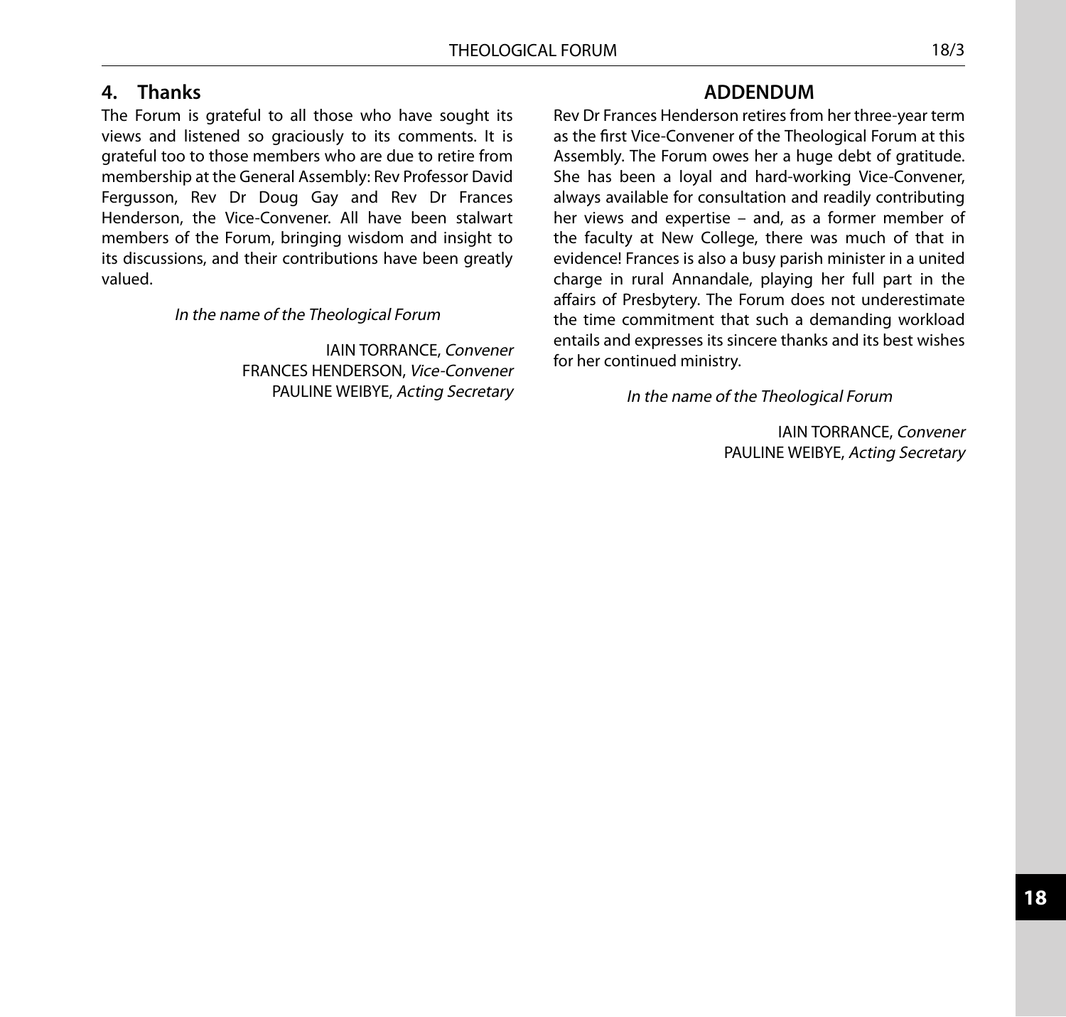## 4. Thanks

The Forum is grateful to all those who have sought its views and listened so graciously to its comments. It is grateful too to those members who are due to retire from membership at the General Assembly: Rev Professor David Fergusson, Rev Dr Doug Gay and Rev Dr Frances Henderson, the Vice-Convener. All have been stalwart members of the Forum, bringing wisdom and insight to its discussions, and their contributions have been greatly valued.

*In the name of the Theological Forum*

IAIN TORRANCE, *Convener*
FRANCES HENDERSON, *Vice-Convener*
PAULINE WEIBYE, *Acting Secretary*

## ADDENDUM

Rev Dr Frances Henderson retires from her three-year term as the first Vice-Convener of the Theological Forum at this Assembly. The Forum owes her a huge debt of gratitude. She has been a loyal and hard-working Vice-Convener, always available for consultation and readily contributing her views and expertise – and, as a former member of the faculty at New College, there was much of that in evidence! Frances is also a busy parish minister in a united charge in rural Annandale, playing her full part in the affairs of Presbytery. The Forum does not underestimate the time commitment that such a demanding workload entails and expresses its sincere thanks and its best wishes for her continued ministry.

*In the name of the Theological Forum*

IAIN TORRANCE, *Convener*
PAULINE WEIBYE, *Acting Secretary*